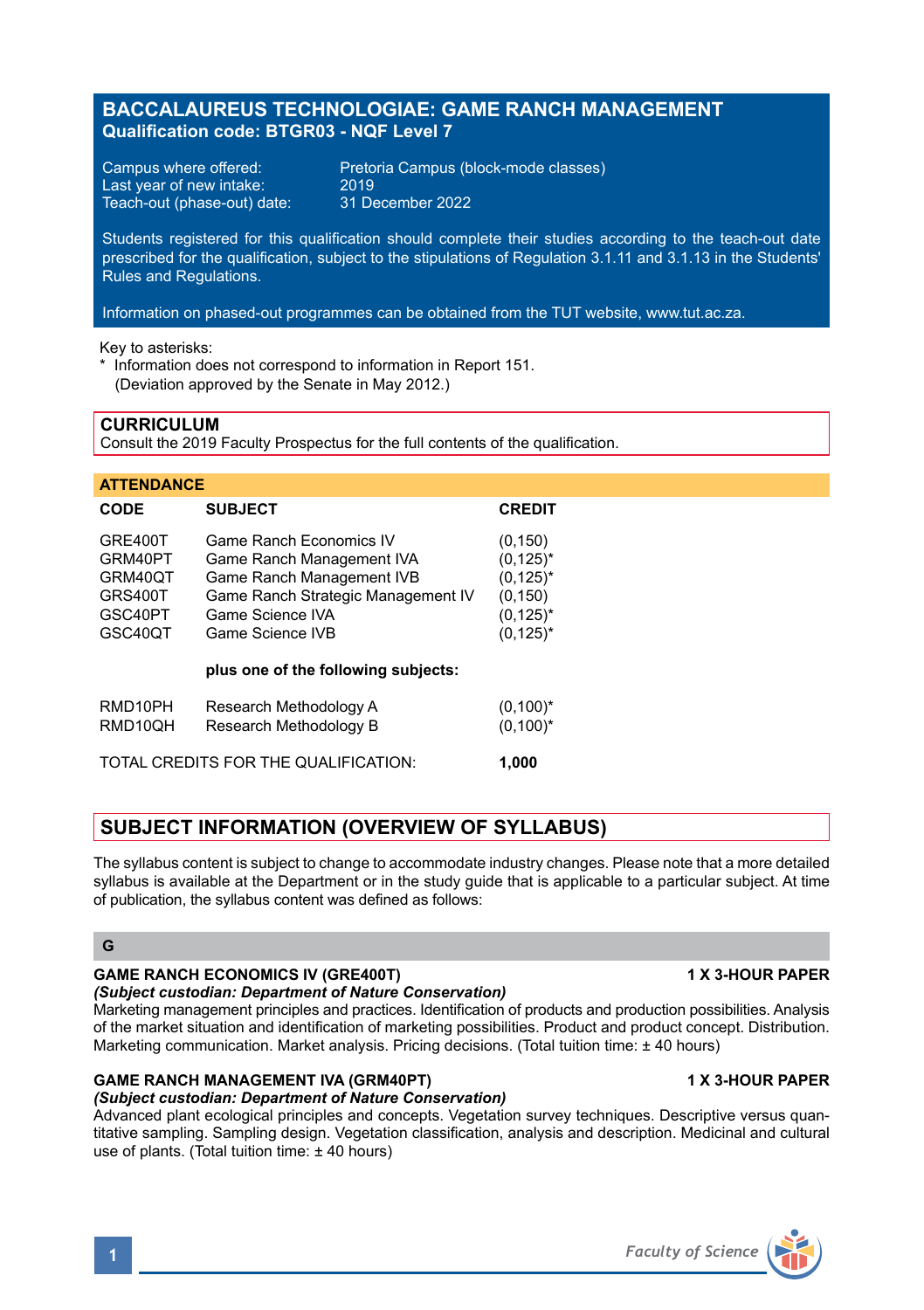# BACCALAUREUS TECHNOLOGIAE: GAME RANCH MANAGEMENT
**Qualification code: BTGR03 - NQF Level 7**

Campus where offered: Pretoria Campus (block-mode classes)
Last year of new intake: 2019
Teach-out (phase-out) date: 31 December 2022

Students registered for this qualification should complete their studies according to the teach-out date prescribed for the qualification, subject to the stipulations of Regulation 3.1.11 and 3.1.13 in the Students' Rules and Regulations.

Information on phased-out programmes can be obtained from the TUT website, www.tut.ac.za.

Key to asterisks:
\* Information does not correspond to information in Report 151.
(Deviation approved by the Senate in May 2012.)

## CURRICULUM
Consult the 2019 Faculty Prospectus for the full contents of the qualification.

### ATTENDANCE

| CODE | SUBJECT | CREDIT |
|---|---|---|
| GRE400T | Game Ranch Economics IV | (0,150) |
| GRM40PT | Game Ranch Management IVA | (0,125)* |
| GRM40QT | Game Ranch Management IVB | (0,125)* |
| GRS400T | Game Ranch Strategic Management IV | (0,150) |
| GSC40PT | Game Science IVA | (0,125)* |
| GSC40QT | Game Science IVB | (0,125)* |
| | **plus one of the following subjects:** | |
| RMD10PH | Research Methodology A | (0,100)* |
| RMD10QH | Research Methodology B | (0,100)* |
| TOTAL CREDITS FOR THE QUALIFICATION: | | **1,000** |

## SUBJECT INFORMATION (OVERVIEW OF SYLLABUS)

The syllabus content is subject to change to accommodate industry changes. Please note that a more detailed syllabus is available at the Department or in the study guide that is applicable to a particular subject. At time of publication, the syllabus content was defined as follows:

### G

**GAME RANCH ECONOMICS IV (GRE400T)** **1 X 3-HOUR PAPER**
***(Subject custodian: Department of Nature Conservation)***
Marketing management principles and practices. Identification of products and production possibilities. Analysis of the market situation and identification of marketing possibilities. Product and product concept. Distribution. Marketing communication. Market analysis. Pricing decisions. (Total tuition time: ± 40 hours)

**GAME RANCH MANAGEMENT IVA (GRM40PT)** **1 X 3-HOUR PAPER**
***(Subject custodian: Department of Nature Conservation)***
Advanced plant ecological principles and concepts. Vegetation survey techniques. Descriptive versus quantitative sampling. Sampling design. Vegetation classification, analysis and description. Medicinal and cultural use of plants. (Total tuition time: ± 40 hours)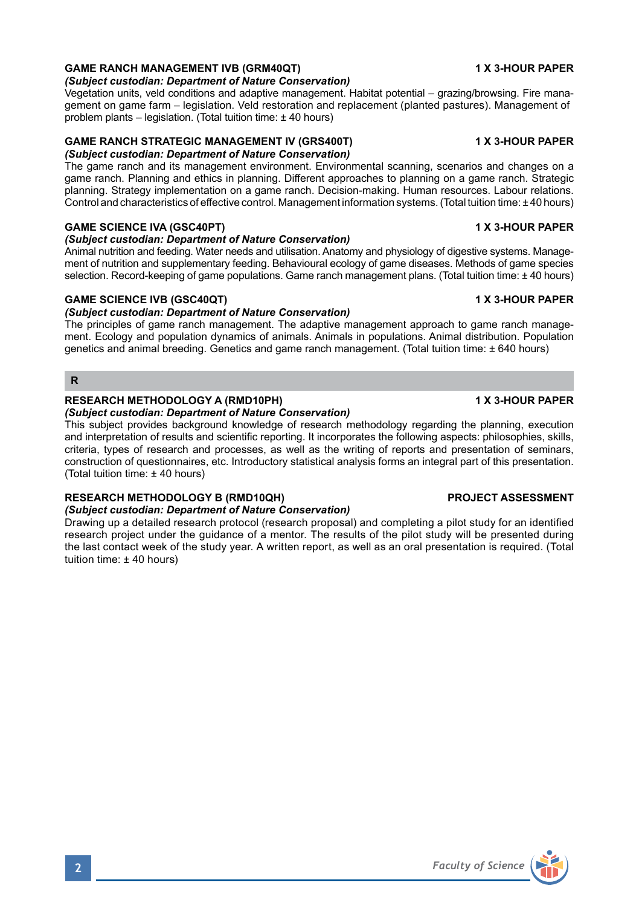### GAME RANCH MANAGEMENT IVB (GRM40QT) — 1 X 3-HOUR PAPER

***(Subject custodian: Department of Nature Conservation)***

Vegetation units, veld conditions and adaptive management. Habitat potential – grazing/browsing. Fire management on game farm – legislation. Veld restoration and replacement (planted pastures). Management of problem plants – legislation. (Total tuition time: ± 40 hours)

### GAME RANCH STRATEGIC MANAGEMENT IV (GRS400T) — 1 X 3-HOUR PAPER

***(Subject custodian: Department of Nature Conservation)***

The game ranch and its management environment. Environmental scanning, scenarios and changes on a game ranch. Planning and ethics in planning. Different approaches to planning on a game ranch. Strategic planning. Strategy implementation on a game ranch. Decision-making. Human resources. Labour relations. Control and characteristics of effective control. Management information systems. (Total tuition time: ± 40 hours)

### GAME SCIENCE IVA (GSC40PT) — 1 X 3-HOUR PAPER

***(Subject custodian: Department of Nature Conservation)***

Animal nutrition and feeding. Water needs and utilisation. Anatomy and physiology of digestive systems. Management of nutrition and supplementary feeding. Behavioural ecology of game diseases. Methods of game species selection. Record-keeping of game populations. Game ranch management plans. (Total tuition time: ± 40 hours)

### GAME SCIENCE IVB (GSC40QT) — 1 X 3-HOUR PAPER

***(Subject custodian: Department of Nature Conservation)***

The principles of game ranch management. The adaptive management approach to game ranch management. Ecology and population dynamics of animals. Animals in populations. Animal distribution. Population genetics and animal breeding. Genetics and game ranch management. (Total tuition time: ± 640 hours)

## R

### RESEARCH METHODOLOGY A (RMD10PH) — 1 X 3-HOUR PAPER

***(Subject custodian: Department of Nature Conservation)***

This subject provides background knowledge of research methodology regarding the planning, execution and interpretation of results and scientific reporting. It incorporates the following aspects: philosophies, skills, criteria, types of research and processes, as well as the writing of reports and presentation of seminars, construction of questionnaires, etc. Introductory statistical analysis forms an integral part of this presentation. (Total tuition time: ± 40 hours)

### RESEARCH METHODOLOGY B (RMD10QH) — PROJECT ASSESSMENT

***(Subject custodian: Department of Nature Conservation)***

Drawing up a detailed research protocol (research proposal) and completing a pilot study for an identified research project under the guidance of a mentor. The results of the pilot study will be presented during the last contact week of the study year. A written report, as well as an oral presentation is required. (Total tuition time: ± 40 hours)